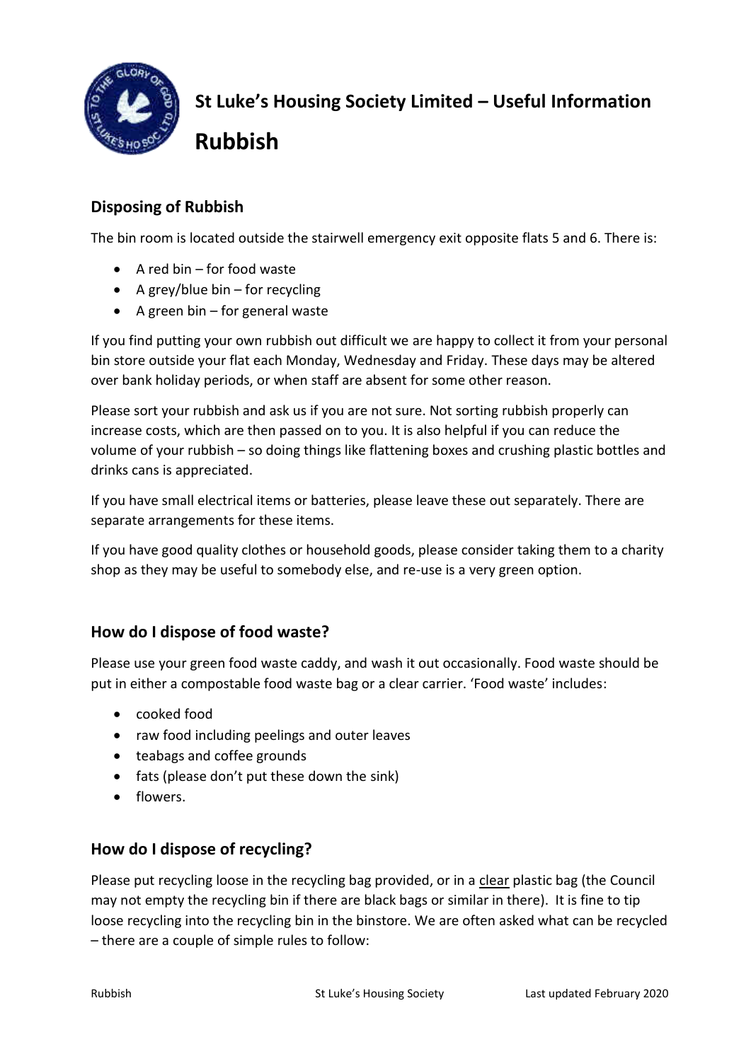# St Luke's Housing Society Limited – Useful Information

# Rubbish

## Disposing of Rubbish

The bin room is located outside the stairwell emergency exit opposite flats 5 and 6. There is:

- A red bin – for food waste
- A grey/blue bin – for recycling
- A green bin – for general waste

If you find putting your own rubbish out difficult we are happy to collect it from your personal bin store outside your flat each Monday, Wednesday and Friday. These days may be altered over bank holiday periods, or when staff are absent for some other reason.

Please sort your rubbish and ask us if you are not sure. Not sorting rubbish properly can increase costs, which are then passed on to you. It is also helpful if you can reduce the volume of your rubbish – so doing things like flattening boxes and crushing plastic bottles and drinks cans is appreciated.

If you have small electrical items or batteries, please leave these out separately. There are separate arrangements for these items.

If you have good quality clothes or household goods, please consider taking them to a charity shop as they may be useful to somebody else, and re-use is a very green option.

## How do I dispose of food waste?

Please use your green food waste caddy, and wash it out occasionally. Food waste should be put in either a compostable food waste bag or a clear carrier. 'Food waste' includes:

- cooked food
- raw food including peelings and outer leaves
- teabags and coffee grounds
- fats (please don't put these down the sink)
- flowers.

## How do I dispose of recycling?

Please put recycling loose in the recycling bag provided, or in a clear plastic bag (the Council may not empty the recycling bin if there are black bags or similar in there). It is fine to tip loose recycling into the recycling bin in the binstore. We are often asked what can be recycled – there are a couple of simple rules to follow: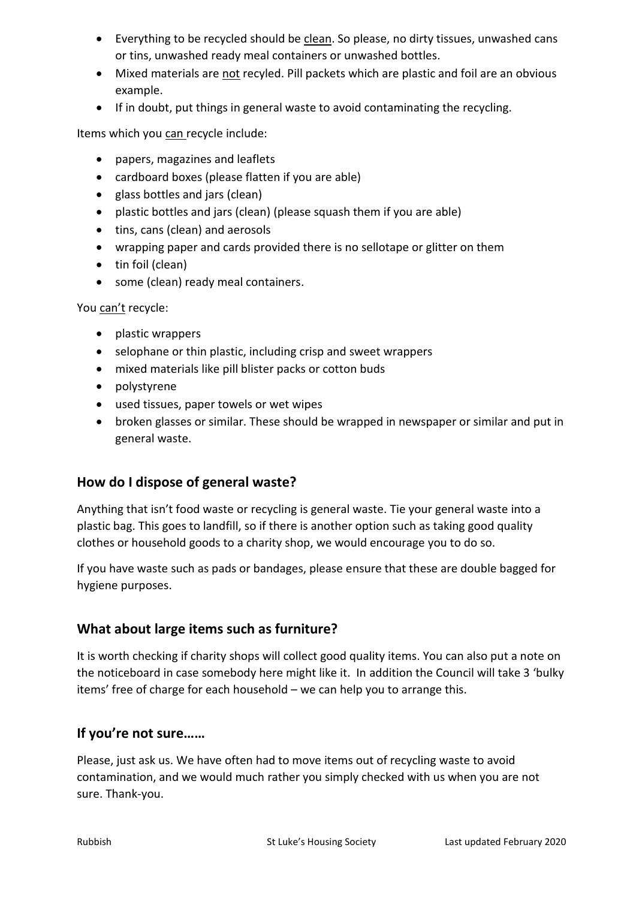- Everything to be recycled should be clean. So please, no dirty tissues, unwashed cans or tins, unwashed ready meal containers or unwashed bottles.
- Mixed materials are not recyled. Pill packets which are plastic and foil are an obvious example.
- If in doubt, put things in general waste to avoid contaminating the recycling.

Items which you can recycle include:

- papers, magazines and leaflets
- cardboard boxes (please flatten if you are able)
- glass bottles and jars (clean)
- plastic bottles and jars (clean) (please squash them if you are able)
- tins, cans (clean) and aerosols
- wrapping paper and cards provided there is no sellotape or glitter on them
- tin foil (clean)
- some (clean) ready meal containers.

You can't recycle:

- plastic wrappers
- selophane or thin plastic, including crisp and sweet wrappers
- mixed materials like pill blister packs or cotton buds
- polystyrene
- used tissues, paper towels or wet wipes
- broken glasses or similar. These should be wrapped in newspaper or similar and put in general waste.

## How do I dispose of general waste?

Anything that isn't food waste or recycling is general waste. Tie your general waste into a plastic bag. This goes to landfill, so if there is another option such as taking good quality clothes or household goods to a charity shop, we would encourage you to do so.

If you have waste such as pads or bandages, please ensure that these are double bagged for hygiene purposes.

## What about large items such as furniture?

It is worth checking if charity shops will collect good quality items. You can also put a note on the noticeboard in case somebody here might like it. In addition the Council will take 3 'bulky items' free of charge for each household – we can help you to arrange this.

## If you're not sure……

Please, just ask us. We have often had to move items out of recycling waste to avoid contamination, and we would much rather you simply checked with us when you are not sure. Thank-you.